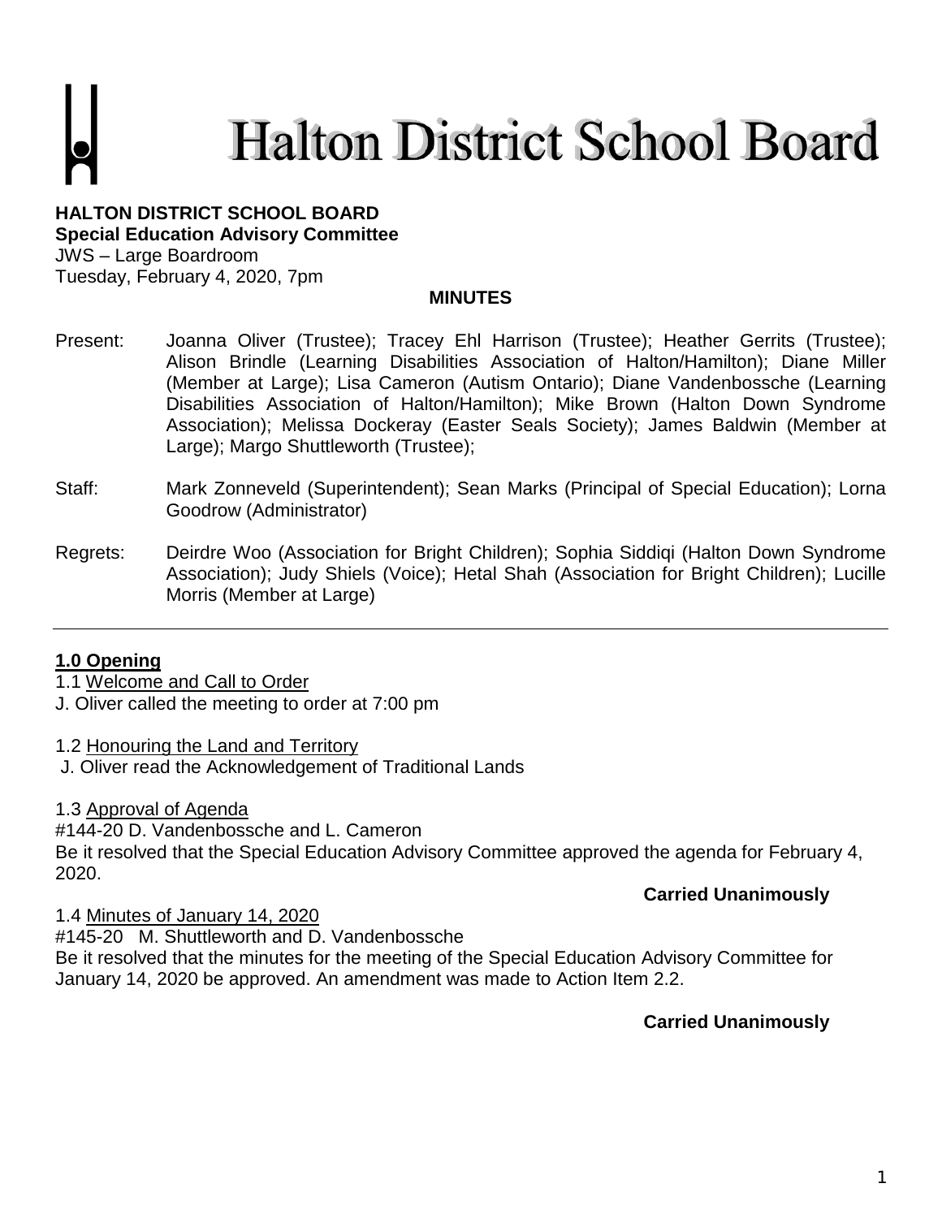# Halton District School Board

**HALTON DISTRICT SCHOOL BOARD**
**Special Education Advisory Committee**
JWS – Large Boardroom
Tuesday, February 4, 2020, 7pm

**MINUTES**

Present: Joanna Oliver (Trustee); Tracey Ehl Harrison (Trustee); Heather Gerrits (Trustee); Alison Brindle (Learning Disabilities Association of Halton/Hamilton); Diane Miller (Member at Large); Lisa Cameron (Autism Ontario); Diane Vandenbossche (Learning Disabilities Association of Halton/Hamilton); Mike Brown (Halton Down Syndrome Association); Melissa Dockeray (Easter Seals Society); James Baldwin (Member at Large); Margo Shuttleworth (Trustee);

Staff: Mark Zonneveld (Superintendent); Sean Marks (Principal of Special Education); Lorna Goodrow (Administrator)

Regrets: Deirdre Woo (Association for Bright Children); Sophia Siddiqi (Halton Down Syndrome Association); Judy Shiels (Voice); Hetal Shah (Association for Bright Children); Lucille Morris (Member at Large)

---

## 1.0 Opening

1.1 Welcome and Call to Order
J. Oliver called the meeting to order at 7:00 pm

1.2 Honouring the Land and Territory
J. Oliver read the Acknowledgement of Traditional Lands

1.3 Approval of Agenda
#144-20 D. Vandenbossche and L. Cameron
Be it resolved that the Special Education Advisory Committee approved the agenda for February 4, 2020.

**Carried Unanimously**

1.4 Minutes of January 14, 2020
#145-20 M. Shuttleworth and D. Vandenbossche
Be it resolved that the minutes for the meeting of the Special Education Advisory Committee for January 14, 2020 be approved. An amendment was made to Action Item 2.2.

**Carried Unanimously**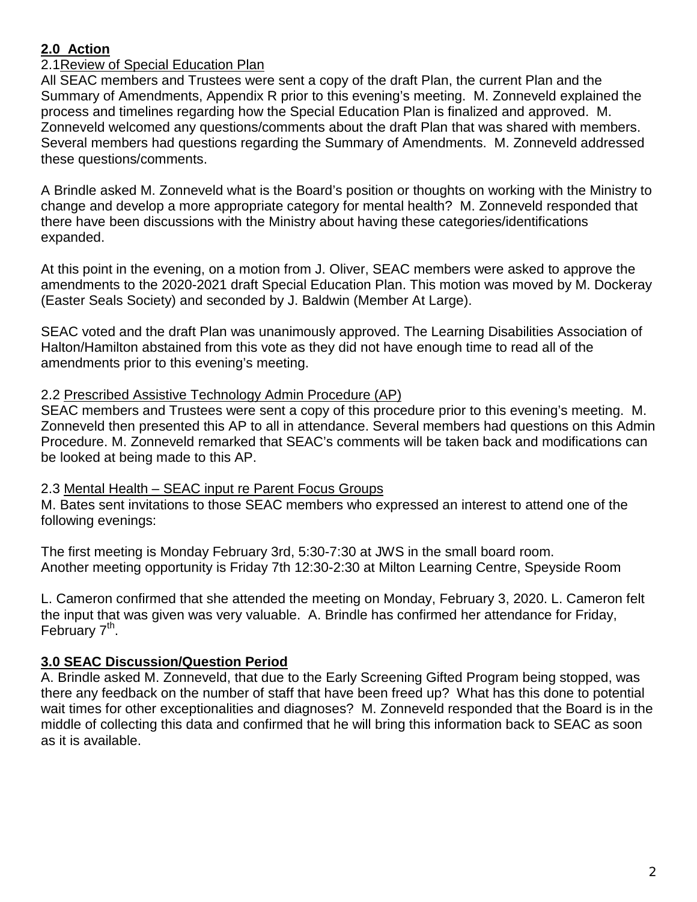## **2.0 Action**

2.1 Review of Special Education Plan

All SEAC members and Trustees were sent a copy of the draft Plan, the current Plan and the Summary of Amendments, Appendix R prior to this evening's meeting. M. Zonneveld explained the process and timelines regarding how the Special Education Plan is finalized and approved. M. Zonneveld welcomed any questions/comments about the draft Plan that was shared with members. Several members had questions regarding the Summary of Amendments. M. Zonneveld addressed these questions/comments.

A Brindle asked M. Zonneveld what is the Board's position or thoughts on working with the Ministry to change and develop a more appropriate category for mental health? M. Zonneveld responded that there have been discussions with the Ministry about having these categories/identifications expanded.

At this point in the evening, on a motion from J. Oliver, SEAC members were asked to approve the amendments to the 2020-2021 draft Special Education Plan. This motion was moved by M. Dockeray (Easter Seals Society) and seconded by J. Baldwin (Member At Large).

SEAC voted and the draft Plan was unanimously approved. The Learning Disabilities Association of Halton/Hamilton abstained from this vote as they did not have enough time to read all of the amendments prior to this evening's meeting.

2.2 Prescribed Assistive Technology Admin Procedure (AP)

SEAC members and Trustees were sent a copy of this procedure prior to this evening's meeting. M. Zonneveld then presented this AP to all in attendance. Several members had questions on this Admin Procedure. M. Zonneveld remarked that SEAC's comments will be taken back and modifications can be looked at being made to this AP.

2.3 Mental Health – SEAC input re Parent Focus Groups

M. Bates sent invitations to those SEAC members who expressed an interest to attend one of the following evenings:

The first meeting is Monday February 3rd, 5:30-7:30 at JWS in the small board room.
Another meeting opportunity is Friday 7th 12:30-2:30 at Milton Learning Centre, Speyside Room

L. Cameron confirmed that she attended the meeting on Monday, February 3, 2020. L. Cameron felt the input that was given was very valuable. A. Brindle has confirmed her attendance for Friday, February 7th.

## **3.0 SEAC Discussion/Question Period**

A. Brindle asked M. Zonneveld, that due to the Early Screening Gifted Program being stopped, was there any feedback on the number of staff that have been freed up? What has this done to potential wait times for other exceptionalities and diagnoses? M. Zonneveld responded that the Board is in the middle of collecting this data and confirmed that he will bring this information back to SEAC as soon as it is available.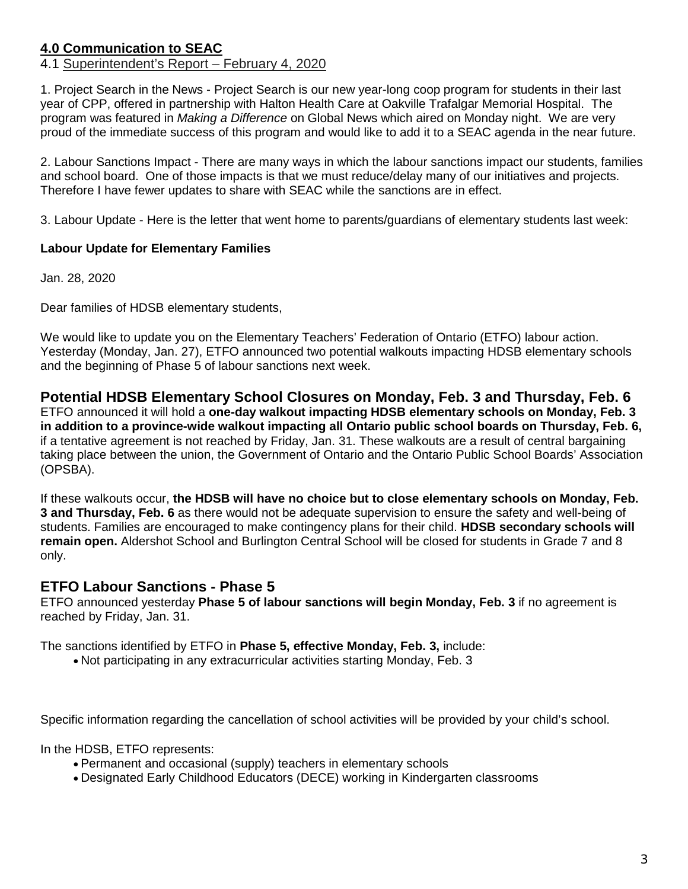## 4.0 Communication to SEAC

4.1 Superintendent's Report – February 4, 2020

1. Project Search in the News - Project Search is our new year-long coop program for students in their last year of CPP, offered in partnership with Halton Health Care at Oakville Trafalgar Memorial Hospital. The program was featured in *Making a Difference* on Global News which aired on Monday night. We are very proud of the immediate success of this program and would like to add it to a SEAC agenda in the near future.

2. Labour Sanctions Impact - There are many ways in which the labour sanctions impact our students, families and school board. One of those impacts is that we must reduce/delay many of our initiatives and projects. Therefore I have fewer updates to share with SEAC while the sanctions are in effect.

3. Labour Update - Here is the letter that went home to parents/guardians of elementary students last week:

**Labour Update for Elementary Families**

Jan. 28, 2020

Dear families of HDSB elementary students,

We would like to update you on the Elementary Teachers' Federation of Ontario (ETFO) labour action. Yesterday (Monday, Jan. 27), ETFO announced two potential walkouts impacting HDSB elementary schools and the beginning of Phase 5 of labour sanctions next week.

### Potential HDSB Elementary School Closures on Monday, Feb. 3 and Thursday, Feb. 6

ETFO announced it will hold a **one-day walkout impacting HDSB elementary schools on Monday, Feb. 3 in addition to a province-wide walkout impacting all Ontario public school boards on Thursday, Feb. 6,** if a tentative agreement is not reached by Friday, Jan. 31. These walkouts are a result of central bargaining taking place between the union, the Government of Ontario and the Ontario Public School Boards' Association (OPSBA).

If these walkouts occur, **the HDSB will have no choice but to close elementary schools on Monday, Feb. 3 and Thursday, Feb. 6** as there would not be adequate supervision to ensure the safety and well-being of students. Families are encouraged to make contingency plans for their child. **HDSB secondary schools will remain open.** Aldershot School and Burlington Central School will be closed for students in Grade 7 and 8 only.

### ETFO Labour Sanctions - Phase 5

ETFO announced yesterday **Phase 5 of labour sanctions will begin Monday, Feb. 3** if no agreement is reached by Friday, Jan. 31.

The sanctions identified by ETFO in **Phase 5, effective Monday, Feb. 3,** include:

- Not participating in any extracurricular activities starting Monday, Feb. 3

Specific information regarding the cancellation of school activities will be provided by your child's school.

In the HDSB, ETFO represents:

- Permanent and occasional (supply) teachers in elementary schools
- Designated Early Childhood Educators (DECE) working in Kindergarten classrooms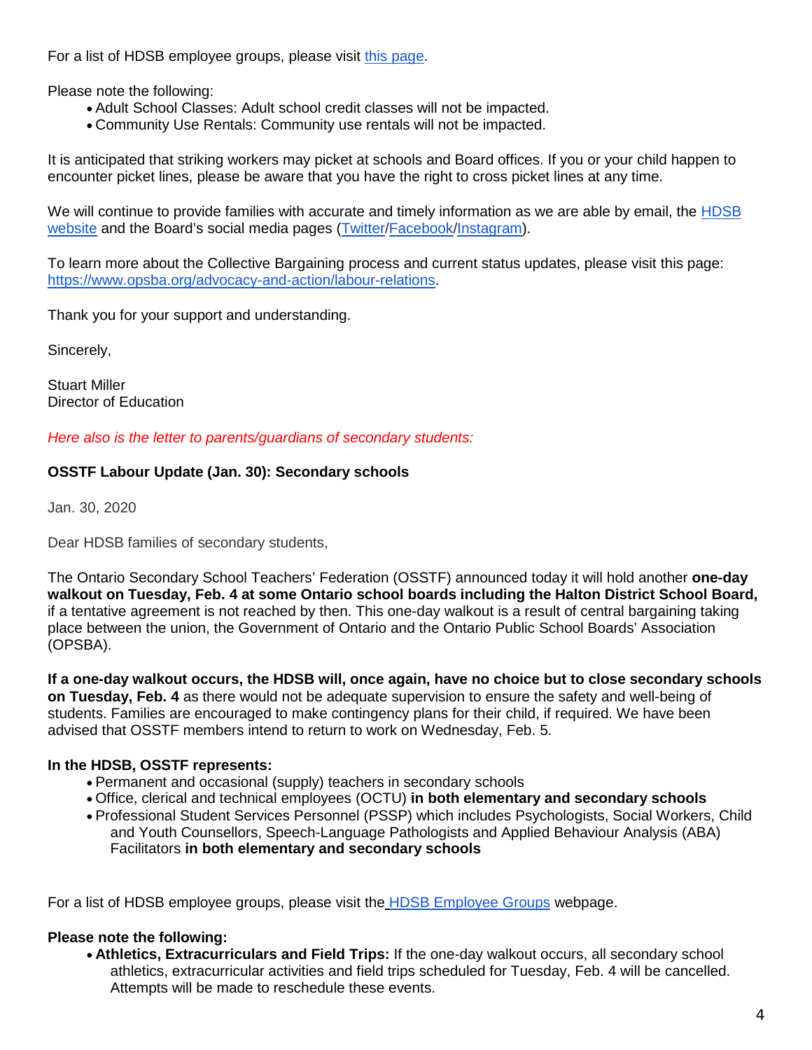For a list of HDSB employee groups, please visit [this page](#).

Please note the following:

- Adult School Classes: Adult school credit classes will not be impacted.
- Community Use Rentals: Community use rentals will not be impacted.

It is anticipated that striking workers may picket at schools and Board offices. If you or your child happen to encounter picket lines, please be aware that you have the right to cross picket lines at any time.

We will continue to provide families with accurate and timely information as we are able by email, the [HDSB website](#) and the Board's social media pages ([Twitter](#)/[Facebook](#)/[Instagram](#)).

To learn more about the Collective Bargaining process and current status updates, please visit this page: [https://www.opsba.org/advocacy-and-action/labour-relations](https://www.opsba.org/advocacy-and-action/labour-relations).

Thank you for your support and understanding.

Sincerely,

Stuart Miller
Director of Education

*Here also is the letter to parents/guardians of secondary students:*

**OSSTF Labour Update (Jan. 30): Secondary schools**

Jan. 30, 2020

Dear HDSB families of secondary students,

The Ontario Secondary School Teachers' Federation (OSSTF) announced today it will hold another **one-day walkout on Tuesday, Feb. 4 at some Ontario school boards including the Halton District School Board,** if a tentative agreement is not reached by then. This one-day walkout is a result of central bargaining taking place between the union, the Government of Ontario and the Ontario Public School Boards' Association (OPSBA).

**If a one-day walkout occurs, the HDSB will, once again, have no choice but to close secondary schools on Tuesday, Feb. 4** as there would not be adequate supervision to ensure the safety and well-being of students. Families are encouraged to make contingency plans for their child, if required. We have been advised that OSSTF members intend to return to work on Wednesday, Feb. 5.

**In the HDSB, OSSTF represents:**

- Permanent and occasional (supply) teachers in secondary schools
- Office, clerical and technical employees (OCTU) **in both elementary and secondary schools**
- Professional Student Services Personnel (PSSP) which includes Psychologists, Social Workers, Child and Youth Counsellors, Speech-Language Pathologists and Applied Behaviour Analysis (ABA) Facilitators **in both elementary and secondary schools**

For a list of HDSB employee groups, please visit the [HDSB Employee Groups](#) webpage.

**Please note the following:**

- **Athletics, Extracurriculars and Field Trips:** If the one-day walkout occurs, all secondary school athletics, extracurricular activities and field trips scheduled for Tuesday, Feb. 4 will be cancelled. Attempts will be made to reschedule these events.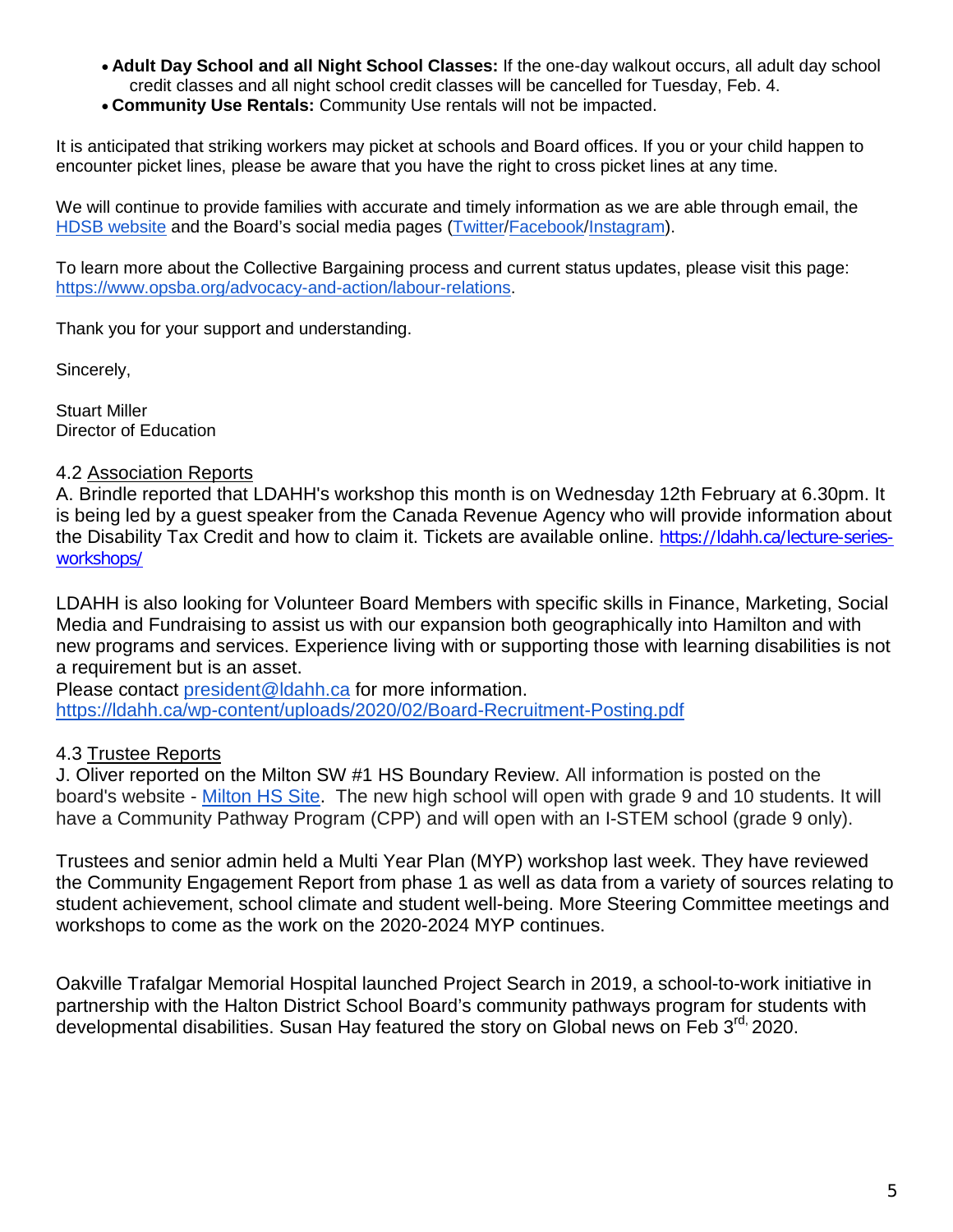- **Adult Day School and all Night School Classes:** If the one-day walkout occurs, all adult day school credit classes and all night school credit classes will be cancelled for Tuesday, Feb. 4.
- **Community Use Rentals:** Community Use rentals will not be impacted.

It is anticipated that striking workers may picket at schools and Board offices. If you or your child happen to encounter picket lines, please be aware that you have the right to cross picket lines at any time.

We will continue to provide families with accurate and timely information as we are able through email, the HDSB website and the Board's social media pages (Twitter/Facebook/Instagram).

To learn more about the Collective Bargaining process and current status updates, please visit this page: https://www.opsba.org/advocacy-and-action/labour-relations.

Thank you for your support and understanding.

Sincerely,

Stuart Miller
Director of Education

4.2 Association Reports

A. Brindle reported that LDAHH's workshop this month is on Wednesday 12th February at 6.30pm. It is being led by a guest speaker from the Canada Revenue Agency who will provide information about the Disability Tax Credit and how to claim it. Tickets are available online. https://ldahh.ca/lecture-series-workshops/

LDAHH is also looking for Volunteer Board Members with specific skills in Finance, Marketing, Social Media and Fundraising to assist us with our expansion both geographically into Hamilton and with new programs and services. Experience living with or supporting those with learning disabilities is not a requirement but is an asset.
Please contact president@ldahh.ca for more information.
https://ldahh.ca/wp-content/uploads/2020/02/Board-Recruitment-Posting.pdf

4.3 Trustee Reports

J. Oliver reported on the Milton SW #1 HS Boundary Review. All information is posted on the board's website - Milton HS Site. The new high school will open with grade 9 and 10 students. It will have a Community Pathway Program (CPP) and will open with an I-STEM school (grade 9 only).

Trustees and senior admin held a Multi Year Plan (MYP) workshop last week. They have reviewed the Community Engagement Report from phase 1 as well as data from a variety of sources relating to student achievement, school climate and student well-being. More Steering Committee meetings and workshops to come as the work on the 2020-2024 MYP continues.

Oakville Trafalgar Memorial Hospital launched Project Search in 2019, a school-to-work initiative in partnership with the Halton District School Board's community pathways program for students with developmental disabilities. Susan Hay featured the story on Global news on Feb 3rd, 2020.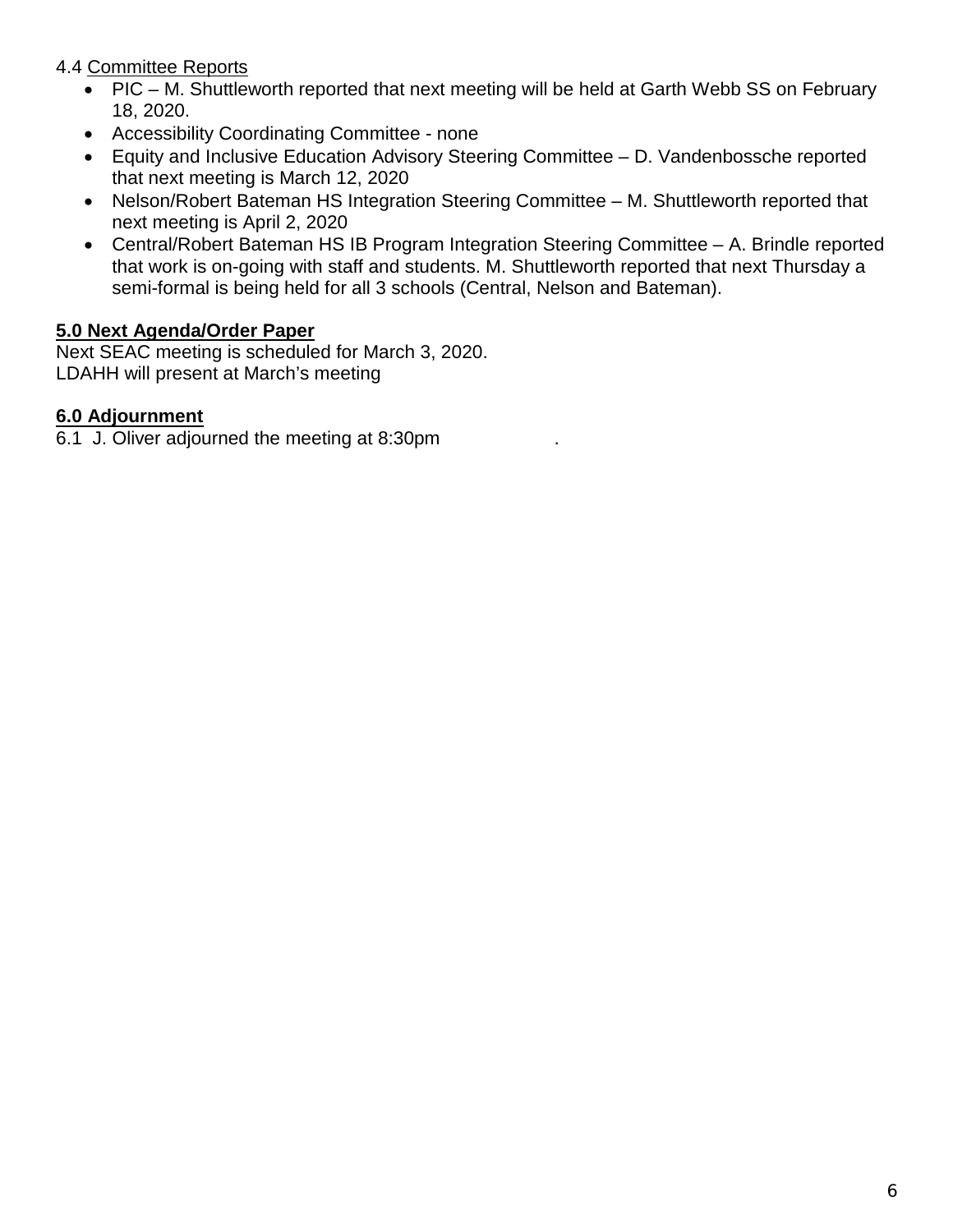4.4 Committee Reports

- PIC – M. Shuttleworth reported that next meeting will be held at Garth Webb SS on February 18, 2020.
- Accessibility Coordinating Committee - none
- Equity and Inclusive Education Advisory Steering Committee – D. Vandenbossche reported that next meeting is March 12, 2020
- Nelson/Robert Bateman HS Integration Steering Committee – M. Shuttleworth reported that next meeting is April 2, 2020
- Central/Robert Bateman HS IB Program Integration Steering Committee – A. Brindle reported that work is on-going with staff and students. M. Shuttleworth reported that next Thursday a semi-formal is being held for all 3 schools (Central, Nelson and Bateman).

**5.0 Next Agenda/Order Paper**

Next SEAC meeting is scheduled for March 3, 2020.
LDAHH will present at March's meeting

**6.0 Adjournment**

6.1 J. Oliver adjourned the meeting at 8:30pm .